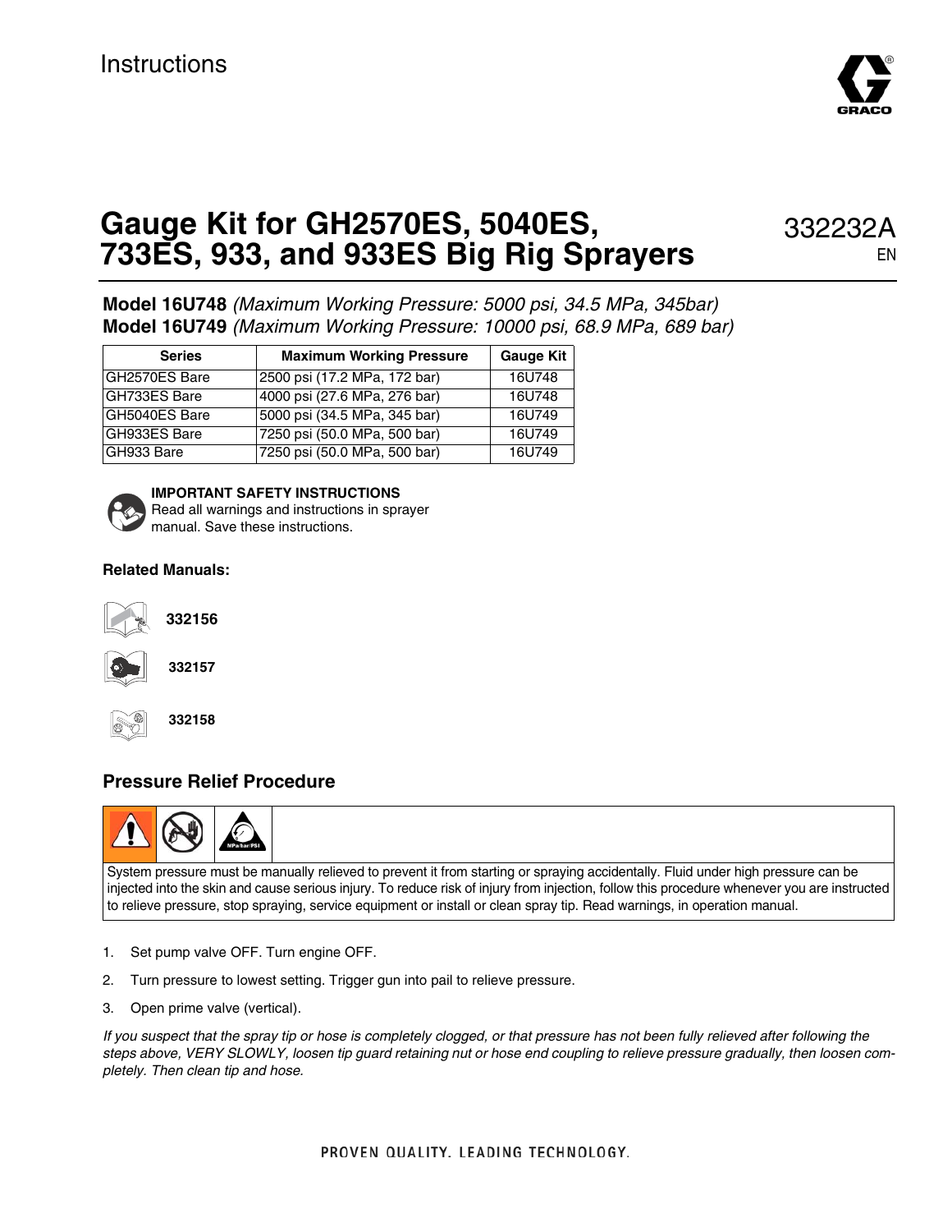Instructions

# Gauge Kit for GH2570ES, 5040ES, 733ES, 933, and 933ES Big Rig Sprayers

332232A
EN

**Model 16U748** *(Maximum Working Pressure: 5000 psi, 34.5 MPa, 345bar)*
**Model 16U749** *(Maximum Working Pressure: 10000 psi, 68.9 MPa, 689 bar)*

| Series | Maximum Working Pressure | Gauge Kit |
| --- | --- | --- |
| GH2570ES Bare | 2500 psi (17.2 MPa, 172 bar) | 16U748 |
| GH733ES Bare | 4000 psi (27.6 MPa, 276 bar) | 16U748 |
| GH5040ES Bare | 5000 psi (34.5 MPa, 345 bar) | 16U749 |
| GH933ES Bare | 7250 psi (50.0 MPa, 500 bar) | 16U749 |
| GH933 Bare | 7250 psi (50.0 MPa, 500 bar) | 16U749 |

**IMPORTANT SAFETY INSTRUCTIONS**
Read all warnings and instructions in sprayer manual. Save these instructions.

**Related Manuals:**

**332156**

**332157**

**332158**

## Pressure Relief Procedure

System pressure must be manually relieved to prevent it from starting or spraying accidentally. Fluid under high pressure can be injected into the skin and cause serious injury. To reduce risk of injury from injection, follow this procedure whenever you are instructed to relieve pressure, stop spraying, service equipment or install or clean spray tip. Read warnings, in operation manual.

1. Set pump valve OFF. Turn engine OFF.
2. Turn pressure to lowest setting. Trigger gun into pail to relieve pressure.
3. Open prime valve (vertical).

*If you suspect that the spray tip or hose is completely clogged, or that pressure has not been fully relieved after following the steps above, VERY SLOWLY, loosen tip guard retaining nut or hose end coupling to relieve pressure gradually, then loosen completely. Then clean tip and hose.*

PROVEN QUALITY. LEADING TECHNOLOGY.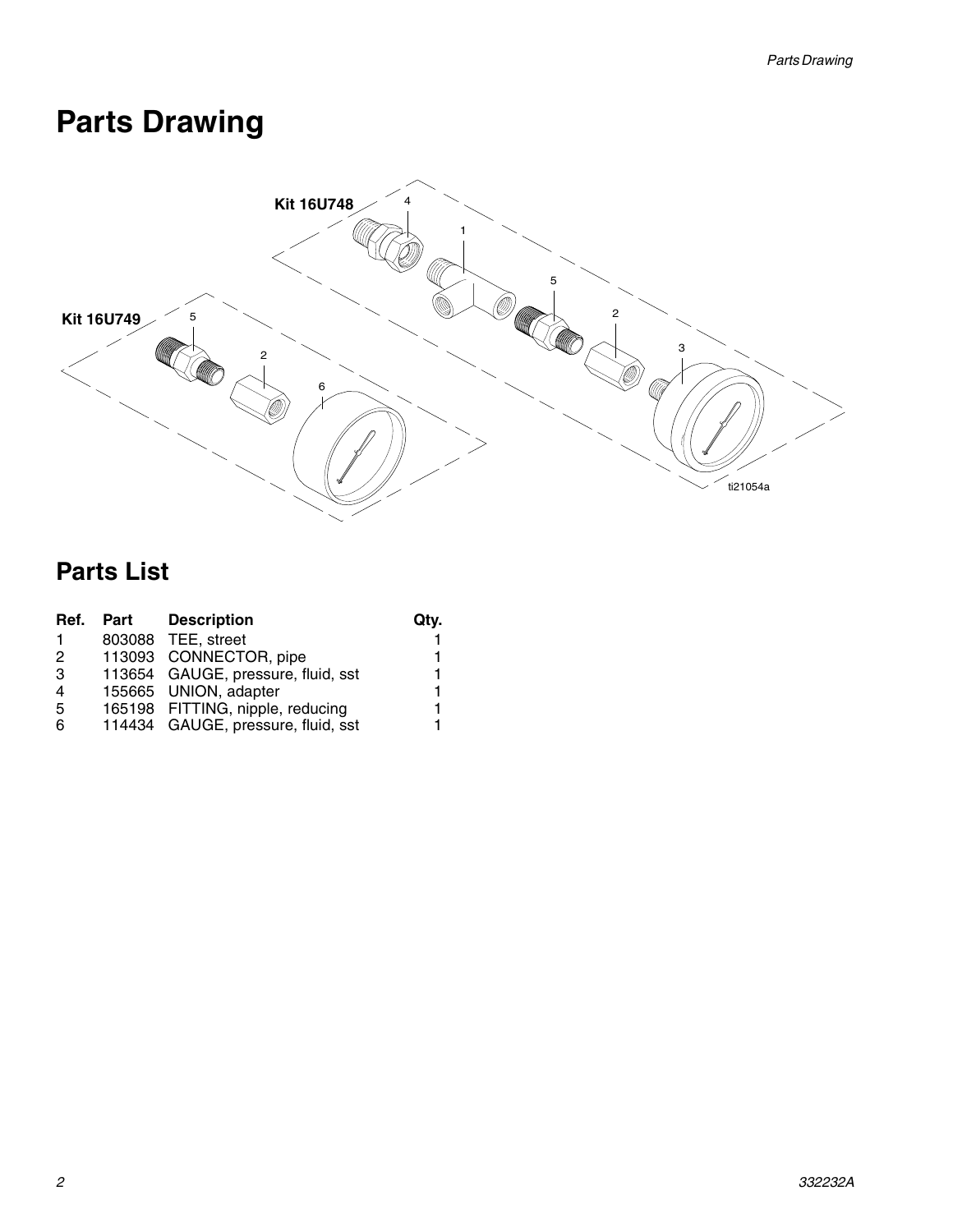# Parts Drawing

## Parts List

| Ref. | Part | Description | Qty. |
|---|---|---|---|
| 1 | 803088 | TEE, street | 1 |
| 2 | 113093 | CONNECTOR, pipe | 1 |
| 3 | 113654 | GAUGE, pressure, fluid, sst | 1 |
| 4 | 155665 | UNION, adapter | 1 |
| 5 | 165198 | FITTING, nipple, reducing | 1 |
| 6 | 114434 | GAUGE, pressure, fluid, sst | 1 |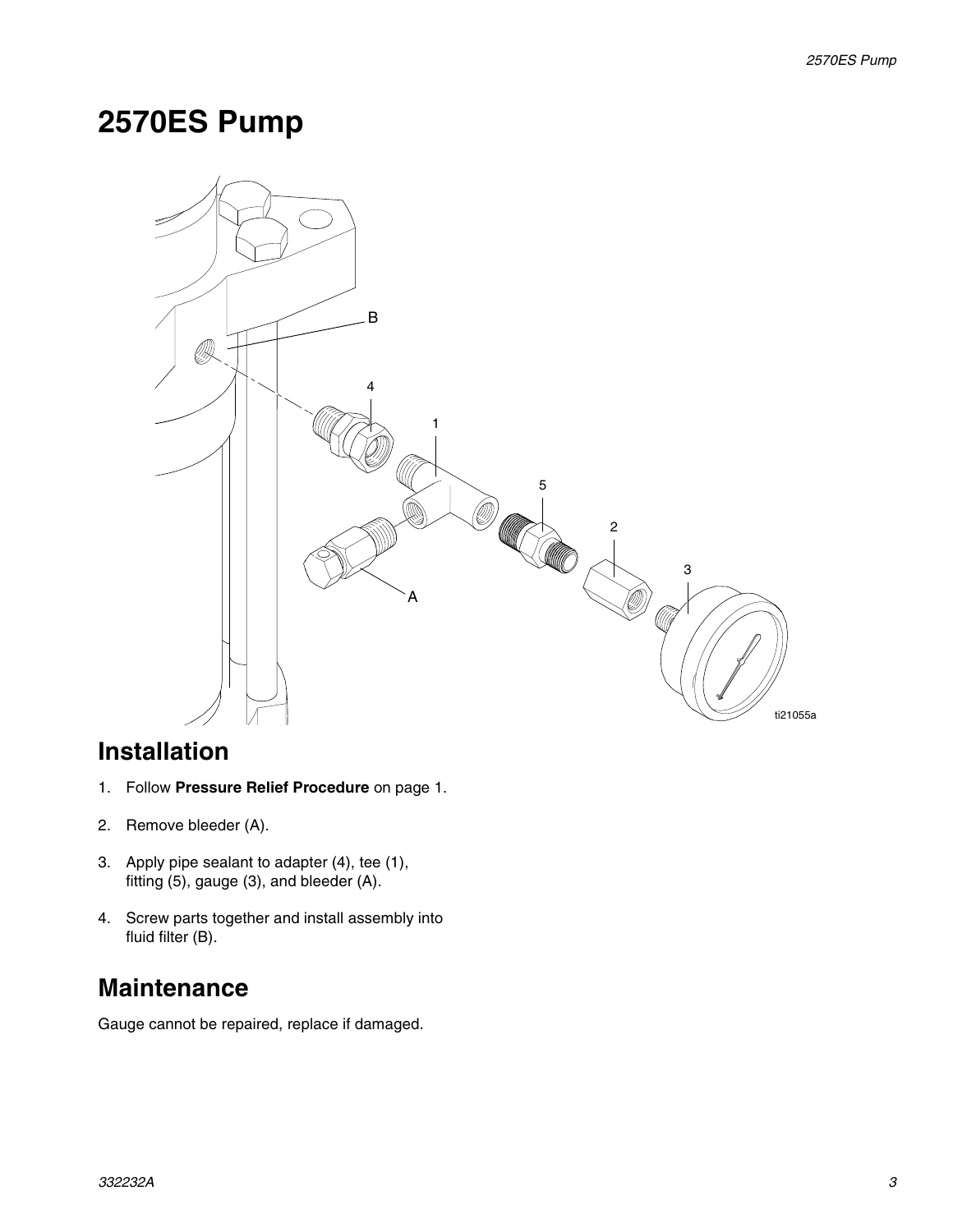# 2570ES Pump

## Installation

1. Follow **Pressure Relief Procedure** on page 1.
2. Remove bleeder (A).
3. Apply pipe sealant to adapter (4), tee (1), fitting (5), gauge (3), and bleeder (A).
4. Screw parts together and install assembly into fluid filter (B).

## Maintenance

Gauge cannot be repaired, replace if damaged.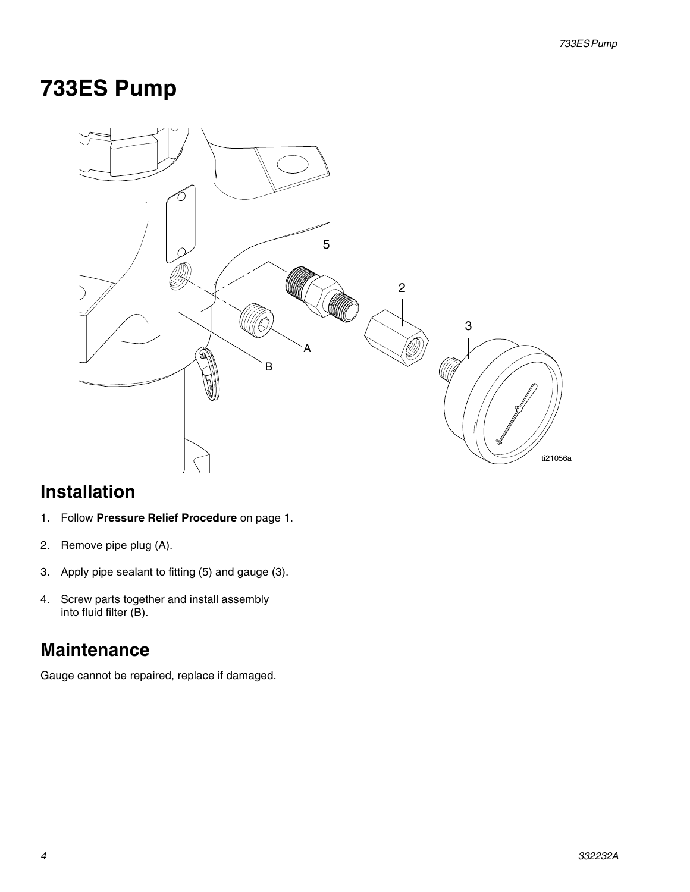# 733ES Pump

## Installation

1. Follow **Pressure Relief Procedure** on page 1.
2. Remove pipe plug (A).
3. Apply pipe sealant to fitting (5) and gauge (3).
4. Screw parts together and install assembly into fluid filter (B).

## Maintenance

Gauge cannot be repaired, replace if damaged.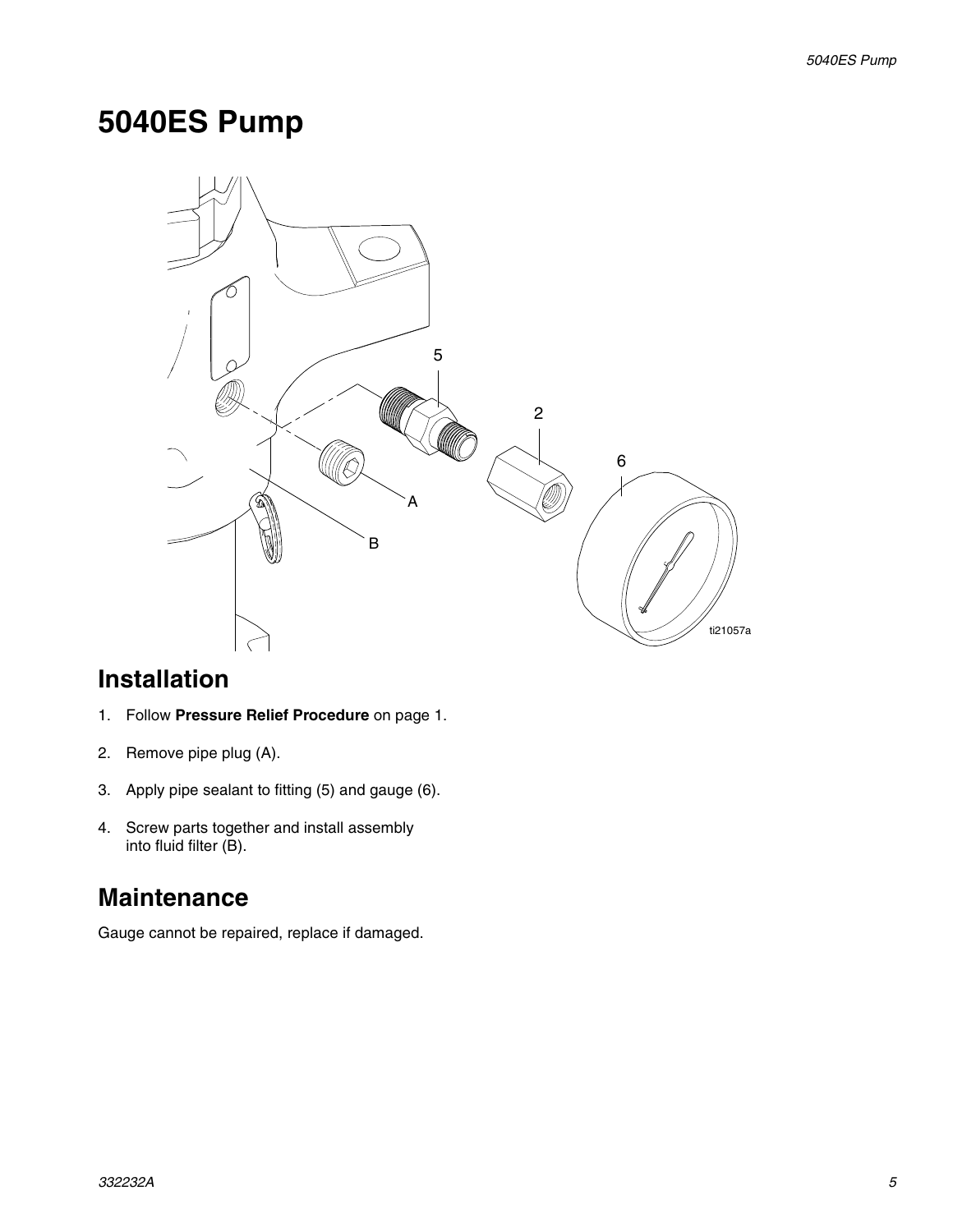# 5040ES Pump

## Installation

1. Follow **Pressure Relief Procedure** on page 1.
2. Remove pipe plug (A).
3. Apply pipe sealant to fitting (5) and gauge (6).
4. Screw parts together and install assembly into fluid filter (B).

## Maintenance

Gauge cannot be repaired, replace if damaged.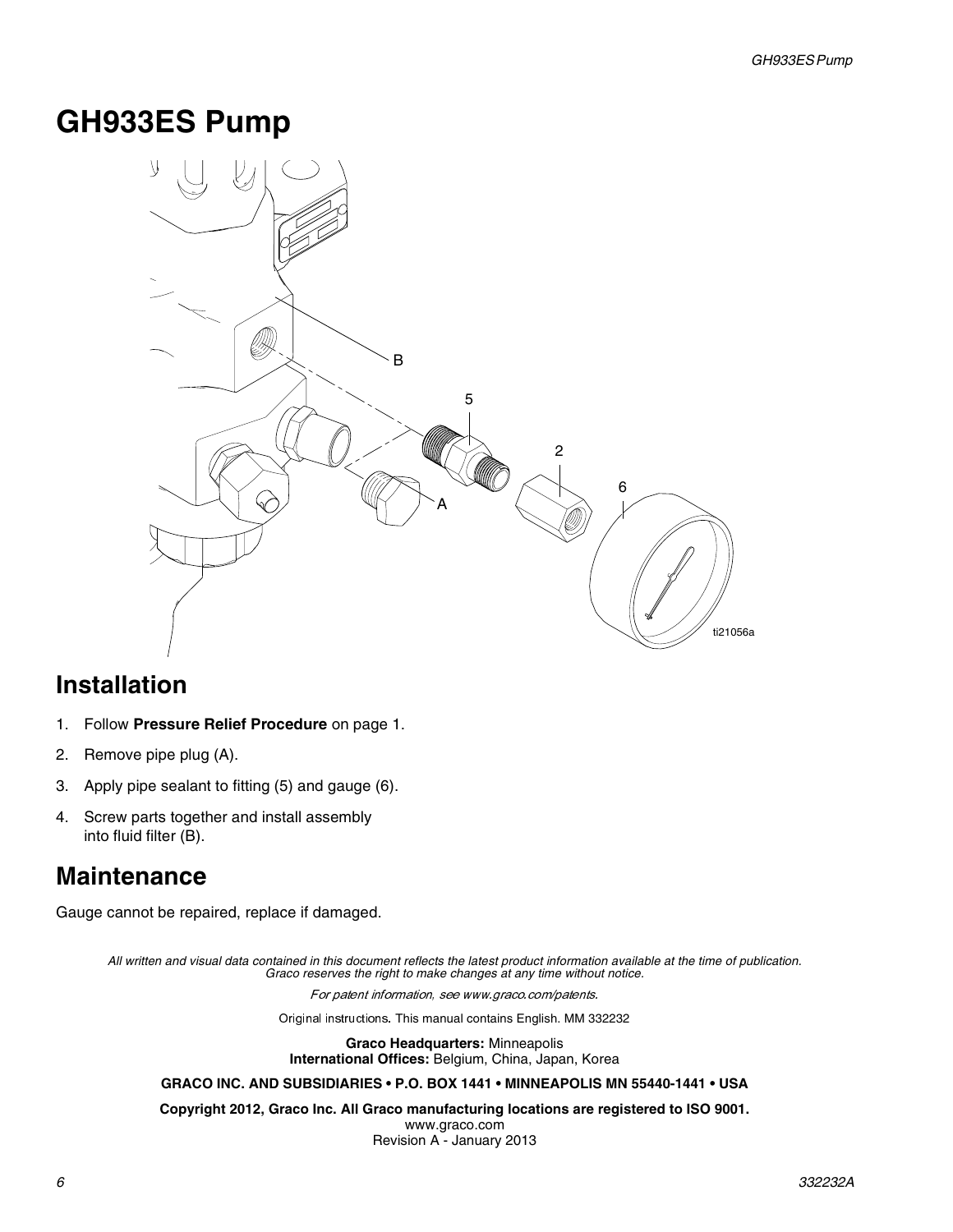# GH933ES Pump

B

5

2

6

A

ti21056a

## Installation

1. Follow **Pressure Relief Procedure** on page 1.
2. Remove pipe plug (A).
3. Apply pipe sealant to fitting (5) and gauge (6).
4. Screw parts together and install assembly into fluid filter (B).

## Maintenance

Gauge cannot be repaired, replace if damaged.

*All written and visual data contained in this document reflects the latest product information available at the time of publication. Graco reserves the right to make changes at any time without notice.*

*For patent information, see www.graco.com/patents.*

Original instructions. This manual contains English. MM 332232

**Graco Headquarters:** Minneapolis
**International Offices:** Belgium, China, Japan, Korea

**GRACO INC. AND SUBSIDIARIES • P.O. BOX 1441 • MINNEAPOLIS MN 55440-1441 • USA**

**Copyright 2012, Graco Inc. All Graco manufacturing locations are registered to ISO 9001.**
www.graco.com
Revision A - January 2013